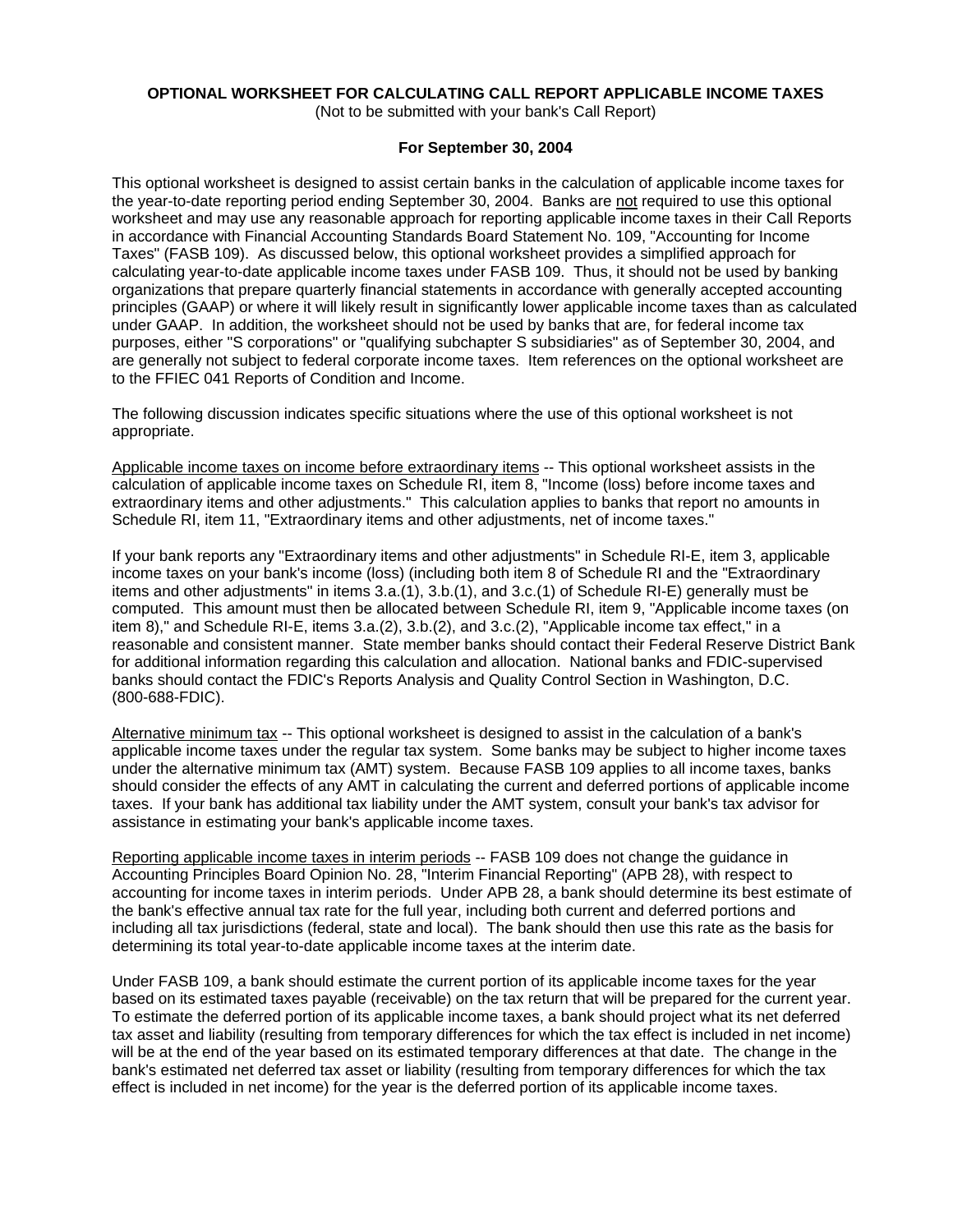**OPTIONAL WORKSHEET FOR CALCULATING CALL REPORT APPLICABLE INCOME TAXES**

(Not to be submitted with your bank's Call Report)

**For September 30, 2004**

This optional worksheet is designed to assist certain banks in the calculation of applicable income taxes for the year-to-date reporting period ending September 30, 2004. Banks are not required to use this optional worksheet and may use any reasonable approach for reporting applicable income taxes in their Call Reports in accordance with Financial Accounting Standards Board Statement No. 109, "Accounting for Income Taxes" (FASB 109). As discussed below, this optional worksheet provides a simplified approach for calculating year-to-date applicable income taxes under FASB 109. Thus, it should not be used by banking organizations that prepare quarterly financial statements in accordance with generally accepted accounting principles (GAAP) or where it will likely result in significantly lower applicable income taxes than as calculated under GAAP. In addition, the worksheet should not be used by banks that are, for federal income tax purposes, either "S corporations" or "qualifying subchapter S subsidiaries" as of September 30, 2004, and are generally not subject to federal corporate income taxes. Item references on the optional worksheet are to the FFIEC 041 Reports of Condition and Income.

The following discussion indicates specific situations where the use of this optional worksheet is not appropriate.

Applicable income taxes on income before extraordinary items -- This optional worksheet assists in the calculation of applicable income taxes on Schedule RI, item 8, "Income (loss) before income taxes and extraordinary items and other adjustments." This calculation applies to banks that report no amounts in Schedule RI, item 11, "Extraordinary items and other adjustments, net of income taxes."

If your bank reports any "Extraordinary items and other adjustments" in Schedule RI-E, item 3, applicable income taxes on your bank's income (loss) (including both item 8 of Schedule RI and the "Extraordinary items and other adjustments" in items 3.a.(1), 3.b.(1), and 3.c.(1) of Schedule RI-E) generally must be computed. This amount must then be allocated between Schedule RI, item 9, "Applicable income taxes (on item 8)," and Schedule RI-E, items 3.a.(2), 3.b.(2), and 3.c.(2), "Applicable income tax effect," in a reasonable and consistent manner. State member banks should contact their Federal Reserve District Bank for additional information regarding this calculation and allocation. National banks and FDIC-supervised banks should contact the FDIC's Reports Analysis and Quality Control Section in Washington, D.C. (800-688-FDIC).

Alternative minimum tax -- This optional worksheet is designed to assist in the calculation of a bank's applicable income taxes under the regular tax system. Some banks may be subject to higher income taxes under the alternative minimum tax (AMT) system. Because FASB 109 applies to all income taxes, banks should consider the effects of any AMT in calculating the current and deferred portions of applicable income taxes. If your bank has additional tax liability under the AMT system, consult your bank's tax advisor for assistance in estimating your bank's applicable income taxes.

Reporting applicable income taxes in interim periods -- FASB 109 does not change the guidance in Accounting Principles Board Opinion No. 28, "Interim Financial Reporting" (APB 28), with respect to accounting for income taxes in interim periods. Under APB 28, a bank should determine its best estimate of the bank's effective annual tax rate for the full year, including both current and deferred portions and including all tax jurisdictions (federal, state and local). The bank should then use this rate as the basis for determining its total year-to-date applicable income taxes at the interim date.

Under FASB 109, a bank should estimate the current portion of its applicable income taxes for the year based on its estimated taxes payable (receivable) on the tax return that will be prepared for the current year. To estimate the deferred portion of its applicable income taxes, a bank should project what its net deferred tax asset and liability (resulting from temporary differences for which the tax effect is included in net income) will be at the end of the year based on its estimated temporary differences at that date. The change in the bank's estimated net deferred tax asset or liability (resulting from temporary differences for which the tax effect is included in net income) for the year is the deferred portion of its applicable income taxes.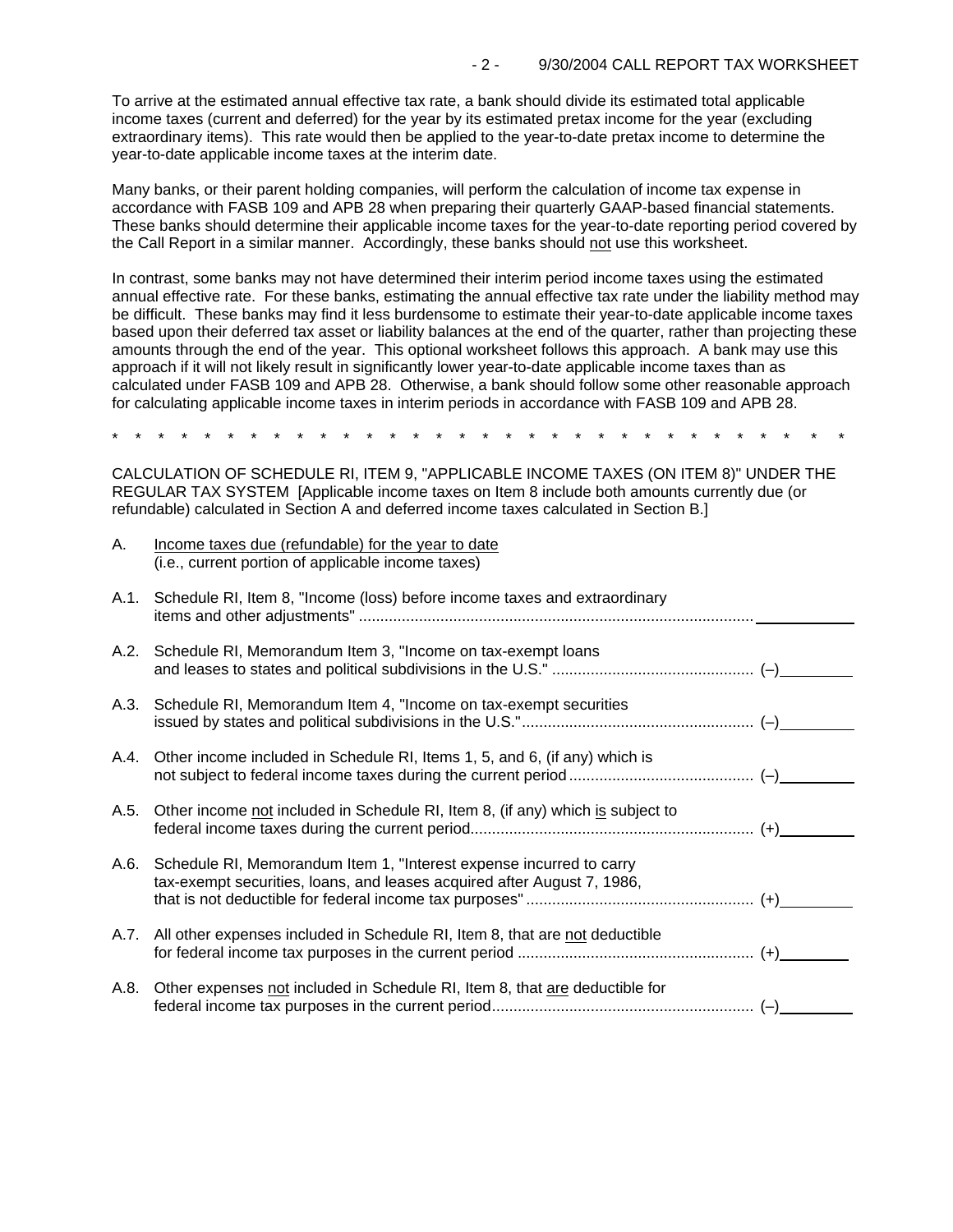To arrive at the estimated annual effective tax rate, a bank should divide its estimated total applicable income taxes (current and deferred) for the year by its estimated pretax income for the year (excluding extraordinary items). This rate would then be applied to the year-to-date pretax income to determine the year-to-date applicable income taxes at the interim date.

Many banks, or their parent holding companies, will perform the calculation of income tax expense in accordance with FASB 109 and APB 28 when preparing their quarterly GAAP-based financial statements. These banks should determine their applicable income taxes for the year-to-date reporting period covered by the Call Report in a similar manner. Accordingly, these banks should not use this worksheet.

In contrast, some banks may not have determined their interim period income taxes using the estimated annual effective rate. For these banks, estimating the annual effective tax rate under the liability method may be difficult. These banks may find it less burdensome to estimate their year-to-date applicable income taxes based upon their deferred tax asset or liability balances at the end of the quarter, rather than projecting these amounts through the end of the year. This optional worksheet follows this approach. A bank may use this approach if it will not likely result in significantly lower year-to-date applicable income taxes than as calculated under FASB 109 and APB 28. Otherwise, a bank should follow some other reasonable approach for calculating applicable income taxes in interim periods in accordance with FASB 109 and APB 28.

\* \* \* \* \* \* \* \* \* \* \* \* \* \* \* \* \* \* \* \* \* \* \* \* \* \* \* \* \* \* \* \* \* \* \* \*

CALCULATION OF SCHEDULE RI, ITEM 9, "APPLICABLE INCOME TAXES (ON ITEM 8)" UNDER THE REGULAR TAX SYSTEM [Applicable income taxes on Item 8 include both amounts currently due (or refundable) calculated in Section A and deferred income taxes calculated in Section B.]

A. Income taxes due (refundable) for the year to date
(i.e., current portion of applicable income taxes)

A.1. Schedule RI, Item 8, "Income (loss) before income taxes and extraordinary items and other adjustments" ............................................................................................ ____________

A.2. Schedule RI, Memorandum Item 3, "Income on tax-exempt loans and leases to states and political subdivisions in the U.S." .............................................. (–)________

A.3. Schedule RI, Memorandum Item 4, "Income on tax-exempt securities issued by states and political subdivisions in the U.S." ...................................................... (–)________

A.4. Other income included in Schedule RI, Items 1, 5, and 6, (if any) which is not subject to federal income taxes during the current period ........................................... (–)________

A.5. Other income not included in Schedule RI, Item 8, (if any) which is subject to federal income taxes during the current period.................................................................. (+)________

A.6. Schedule RI, Memorandum Item 1, "Interest expense incurred to carry tax-exempt securities, loans, and leases acquired after August 7, 1986, that is not deductible for federal income tax purposes" .................................................... (+)________

A.7. All other expenses included in Schedule RI, Item 8, that are not deductible for federal income tax purposes in the current period ....................................................... (+)________

A.8. Other expenses not included in Schedule RI, Item 8, that are deductible for federal income tax purposes in the current period............................................................ (–)________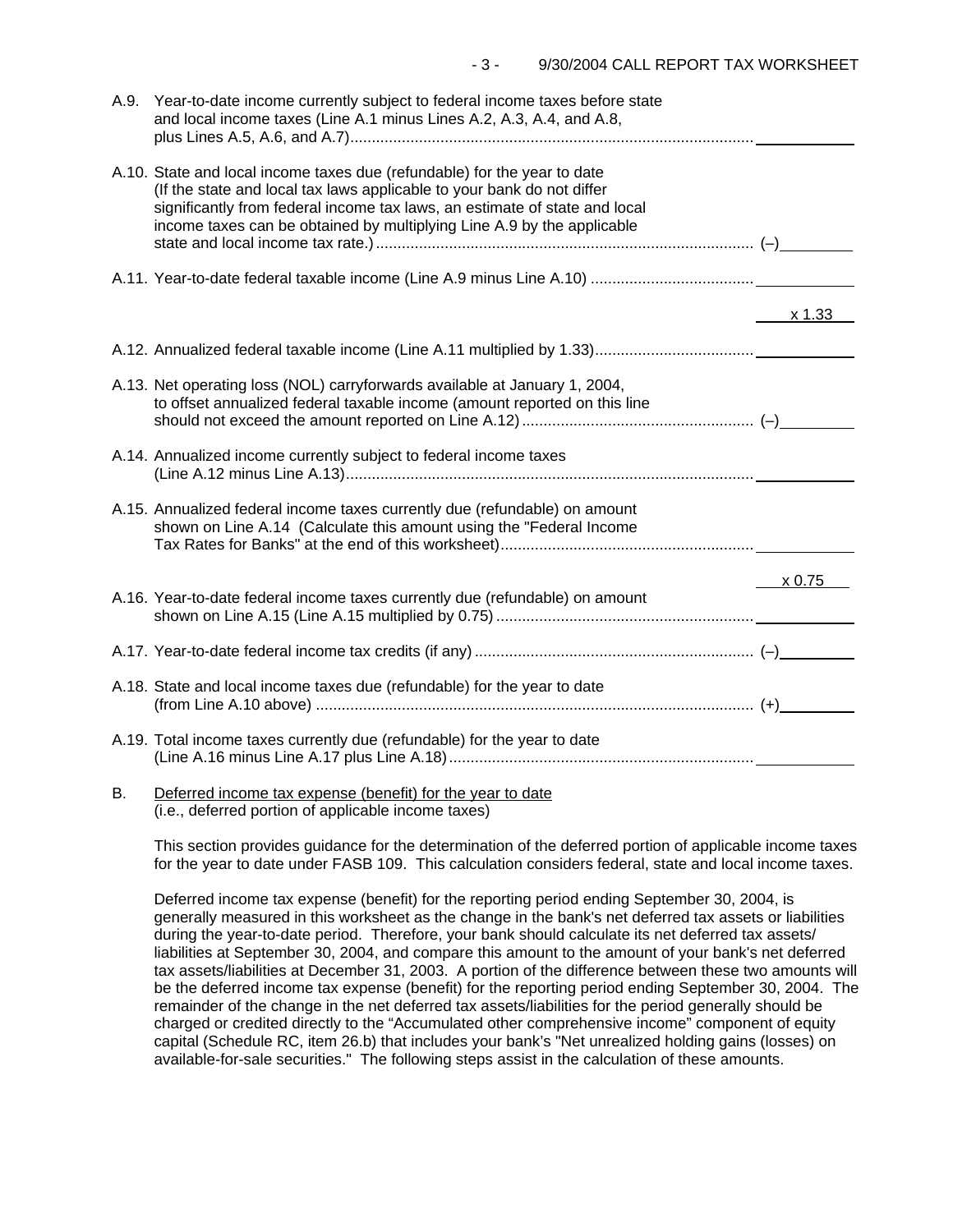A.9. Year-to-date income currently subject to federal income taxes before state and local income taxes (Line A.1 minus Lines A.2, A.3, A.4, and A.8, plus Lines A.5, A.6, and A.7) ____________

A.10. State and local income taxes due (refundable) for the year to date (If the state and local tax laws applicable to your bank do not differ significantly from federal income tax laws, an estimate of state and local income taxes can be obtained by multiplying Line A.9 by the applicable state and local income tax rate.) (–) ____________

A.11. Year-to-date federal taxable income (Line A.9 minus Line A.10) ____________

x 1.33

A.12. Annualized federal taxable income (Line A.11 multiplied by 1.33) ____________

A.13. Net operating loss (NOL) carryforwards available at January 1, 2004, to offset annualized federal taxable income (amount reported on this line should not exceed the amount reported on Line A.12) (–) ____________

A.14. Annualized income currently subject to federal income taxes (Line A.12 minus Line A.13) ____________

A.15. Annualized federal income taxes currently due (refundable) on amount shown on Line A.14 (Calculate this amount using the "Federal Income Tax Rates for Banks" at the end of this worksheet) ____________

x 0.75

A.16. Year-to-date federal income taxes currently due (refundable) on amount shown on Line A.15 (Line A.15 multiplied by 0.75) ____________

A.17. Year-to-date federal income tax credits (if any) (–) ____________

A.18. State and local income taxes due (refundable) for the year to date (from Line A.10 above) (+) ____________

A.19. Total income taxes currently due (refundable) for the year to date (Line A.16 minus Line A.17 plus Line A.18) ____________

B. Deferred income tax expense (benefit) for the year to date
(i.e., deferred portion of applicable income taxes)

This section provides guidance for the determination of the deferred portion of applicable income taxes for the year to date under FASB 109. This calculation considers federal, state and local income taxes.

Deferred income tax expense (benefit) for the reporting period ending September 30, 2004, is generally measured in this worksheet as the change in the bank's net deferred tax assets or liabilities during the year-to-date period. Therefore, your bank should calculate its net deferred tax assets/ liabilities at September 30, 2004, and compare this amount to the amount of your bank's net deferred tax assets/liabilities at December 31, 2003. A portion of the difference between these two amounts will be the deferred income tax expense (benefit) for the reporting period ending September 30, 2004. The remainder of the change in the net deferred tax assets/liabilities for the period generally should be charged or credited directly to the "Accumulated other comprehensive income" component of equity capital (Schedule RC, item 26.b) that includes your bank's "Net unrealized holding gains (losses) on available-for-sale securities." The following steps assist in the calculation of these amounts.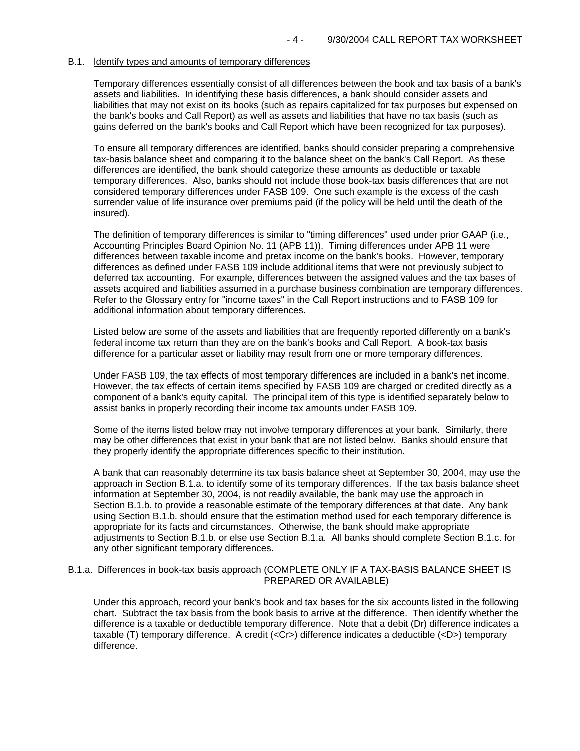### B.1. Identify types and amounts of temporary differences

Temporary differences essentially consist of all differences between the book and tax basis of a bank's assets and liabilities. In identifying these basis differences, a bank should consider assets and liabilities that may not exist on its books (such as repairs capitalized for tax purposes but expensed on the bank's books and Call Report) as well as assets and liabilities that have no tax basis (such as gains deferred on the bank's books and Call Report which have been recognized for tax purposes).

To ensure all temporary differences are identified, banks should consider preparing a comprehensive tax-basis balance sheet and comparing it to the balance sheet on the bank's Call Report. As these differences are identified, the bank should categorize these amounts as deductible or taxable temporary differences. Also, banks should not include those book-tax basis differences that are not considered temporary differences under FASB 109. One such example is the excess of the cash surrender value of life insurance over premiums paid (if the policy will be held until the death of the insured).

The definition of temporary differences is similar to "timing differences" used under prior GAAP (i.e., Accounting Principles Board Opinion No. 11 (APB 11)). Timing differences under APB 11 were differences between taxable income and pretax income on the bank's books. However, temporary differences as defined under FASB 109 include additional items that were not previously subject to deferred tax accounting. For example, differences between the assigned values and the tax bases of assets acquired and liabilities assumed in a purchase business combination are temporary differences. Refer to the Glossary entry for "income taxes" in the Call Report instructions and to FASB 109 for additional information about temporary differences.

Listed below are some of the assets and liabilities that are frequently reported differently on a bank's federal income tax return than they are on the bank's books and Call Report. A book-tax basis difference for a particular asset or liability may result from one or more temporary differences.

Under FASB 109, the tax effects of most temporary differences are included in a bank's net income. However, the tax effects of certain items specified by FASB 109 are charged or credited directly as a component of a bank's equity capital. The principal item of this type is identified separately below to assist banks in properly recording their income tax amounts under FASB 109.

Some of the items listed below may not involve temporary differences at your bank. Similarly, there may be other differences that exist in your bank that are not listed below. Banks should ensure that they properly identify the appropriate differences specific to their institution.

A bank that can reasonably determine its tax basis balance sheet at September 30, 2004, may use the approach in Section B.1.a. to identify some of its temporary differences. If the tax basis balance sheet information at September 30, 2004, is not readily available, the bank may use the approach in Section B.1.b. to provide a reasonable estimate of the temporary differences at that date. Any bank using Section B.1.b. should ensure that the estimation method used for each temporary difference is appropriate for its facts and circumstances. Otherwise, the bank should make appropriate adjustments to Section B.1.b. or else use Section B.1.a. All banks should complete Section B.1.c. for any other significant temporary differences.

#### B.1.a. Differences in book-tax basis approach (COMPLETE ONLY IF A TAX-BASIS BALANCE SHEET IS PREPARED OR AVAILABLE)

Under this approach, record your bank's book and tax bases for the six accounts listed in the following chart. Subtract the tax basis from the book basis to arrive at the difference. Then identify whether the difference is a taxable or deductible temporary difference. Note that a debit (Dr) difference indicates a taxable (T) temporary difference. A credit (<Cr>) difference indicates a deductible (<D>) temporary difference.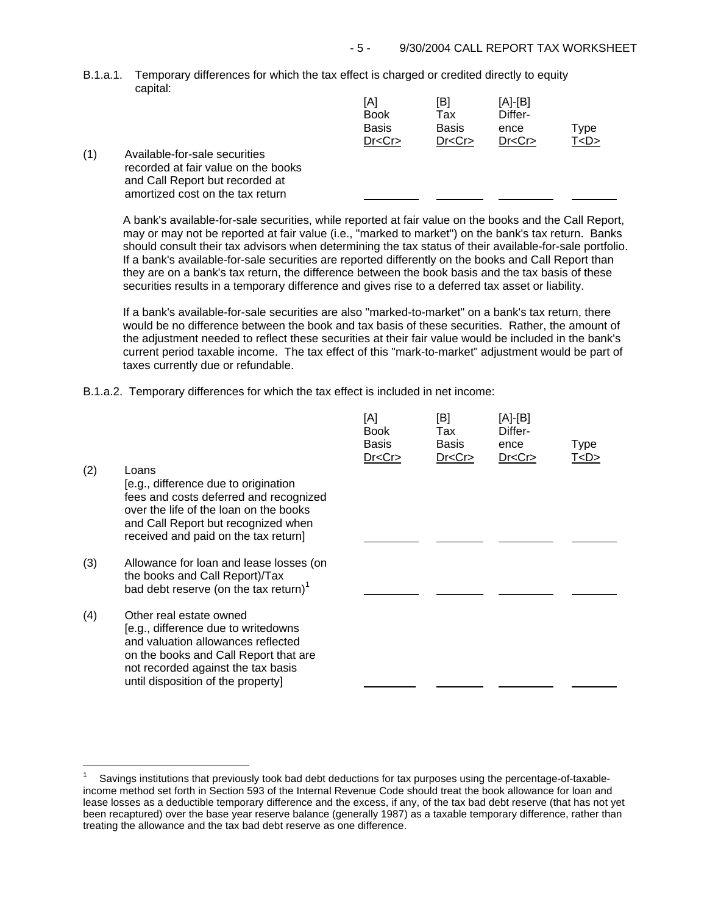B.1.a.1. Temporary differences for which the tax effect is charged or credited directly to equity capital:

| | | [A] Book Basis Dr<Cr> | [B] Tax Basis Dr<Cr> | [A]-[B] Difference Dr<Cr> | Type T<D> |
|---|---|---|---|---|---|
| (1) | Available-for-sale securities recorded at fair value on the books and Call Report but recorded at amortized cost on the tax return | \_\_\_\_\_\_\_\_ | \_\_\_\_\_\_\_\_ | \_\_\_\_\_\_\_\_ | \_\_\_\_\_\_\_\_ |

A bank's available-for-sale securities, while reported at fair value on the books and the Call Report, may or may not be reported at fair value (i.e., "marked to market") on the bank's tax return. Banks should consult their tax advisors when determining the tax status of their available-for-sale portfolio. If a bank's available-for-sale securities are reported differently on the books and Call Report than they are on a bank's tax return, the difference between the book basis and the tax basis of these securities results in a temporary difference and gives rise to a deferred tax asset or liability.

If a bank's available-for-sale securities are also "marked-to-market" on a bank's tax return, there would be no difference between the book and tax basis of these securities. Rather, the amount of the adjustment needed to reflect these securities at their fair value would be included in the bank's current period taxable income. The tax effect of this "mark-to-market" adjustment would be part of taxes currently due or refundable.

B.1.a.2. Temporary differences for which the tax effect is included in net income:

| | | [A] Book Basis Dr<Cr> | [B] Tax Basis Dr<Cr> | [A]-[B] Difference Dr<Cr> | Type T<D> |
|---|---|---|---|---|---|
| (2) | Loans [e.g., difference due to origination fees and costs deferred and recognized over the life of the loan on the books and Call Report but recognized when received and paid on the tax return] | \_\_\_\_\_\_\_\_ | \_\_\_\_\_\_\_\_ | \_\_\_\_\_\_\_\_ | \_\_\_\_\_\_\_\_ |
| (3) | Allowance for loan and lease losses (on the books and Call Report)/Tax bad debt reserve (on the tax return)[1] | \_\_\_\_\_\_\_\_ | \_\_\_\_\_\_\_\_ | \_\_\_\_\_\_\_\_ | \_\_\_\_\_\_\_\_ |
| (4) | Other real estate owned [e.g., difference due to writedowns and valuation allowances reflected on the books and Call Report that are not recorded against the tax basis until disposition of the property] | \_\_\_\_\_\_\_\_ | \_\_\_\_\_\_\_\_ | \_\_\_\_\_\_\_\_ | \_\_\_\_\_\_\_\_ |

---

[1] Savings institutions that previously took bad debt deductions for tax purposes using the percentage-of-taxable-income method set forth in Section 593 of the Internal Revenue Code should treat the book allowance for loan and lease losses as a deductible temporary difference and the excess, if any, of the tax bad debt reserve (that has not yet been recaptured) over the base year reserve balance (generally 1987) as a taxable temporary difference, rather than treating the allowance and the tax bad debt reserve as one difference.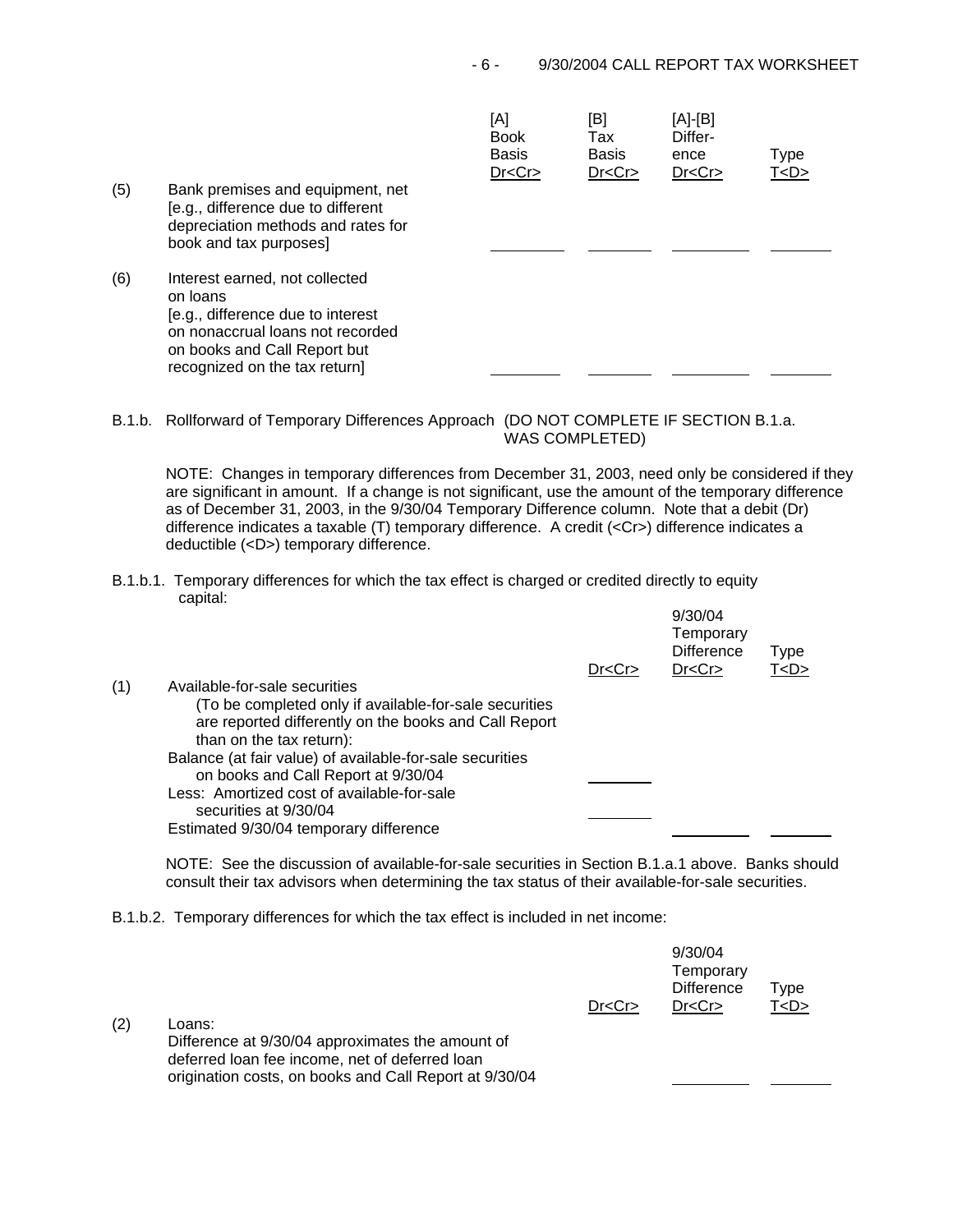| | | [A] Book Basis Dr<Cr> | [B] Tax Basis Dr<Cr> | [A]-[B] Difference Dr<Cr> | Type T<D> |
|---|---|---|---|---|---|
| (5) | Bank premises and equipment, net [e.g., difference due to different depreciation methods and rates for book and tax purposes] | ________ | ________ | ________ | ________ |
| (6) | Interest earned, not collected on loans [e.g., difference due to interest on nonaccrual loans not recorded on books and Call Report but recognized on the tax return] | ________ | ________ | ________ | ________ |

B.1.b. Rollforward of Temporary Differences Approach (DO NOT COMPLETE IF SECTION B.1.a. WAS COMPLETED)

NOTE: Changes in temporary differences from December 31, 2003, need only be considered if they are significant in amount. If a change is not significant, use the amount of the temporary difference as of December 31, 2003, in the 9/30/04 Temporary Difference column. Note that a debit (Dr) difference indicates a taxable (T) temporary difference. A credit (<Cr>) difference indicates a deductible (<D>) temporary difference.

B.1.b.1. Temporary differences for which the tax effect is charged or credited directly to equity capital:

| | | Dr<Cr> | 9/30/04 Temporary Difference Dr<Cr> | Type T<D> |
|---|---|---|---|---|
| (1) | Available-for-sale securities (To be completed only if available-for-sale securities are reported differently on the books and Call Report than on the tax return): | | | |
| | Balance (at fair value) of available-for-sale securities on books and Call Report at 9/30/04 | ________ | | |
| | Less: Amortized cost of available-for-sale securities at 9/30/04 | ________ | | |
| | Estimated 9/30/04 temporary difference | | ________ | ________ |

NOTE: See the discussion of available-for-sale securities in Section B.1.a.1 above. Banks should consult their tax advisors when determining the tax status of their available-for-sale securities.

B.1.b.2. Temporary differences for which the tax effect is included in net income:

| | | Dr<Cr> | 9/30/04 Temporary Difference Dr<Cr> | Type T<D> |
|---|---|---|---|---|
| (2) | Loans: Difference at 9/30/04 approximates the amount of deferred loan fee income, net of deferred loan origination costs, on books and Call Report at 9/30/04 | | ________ | ________ |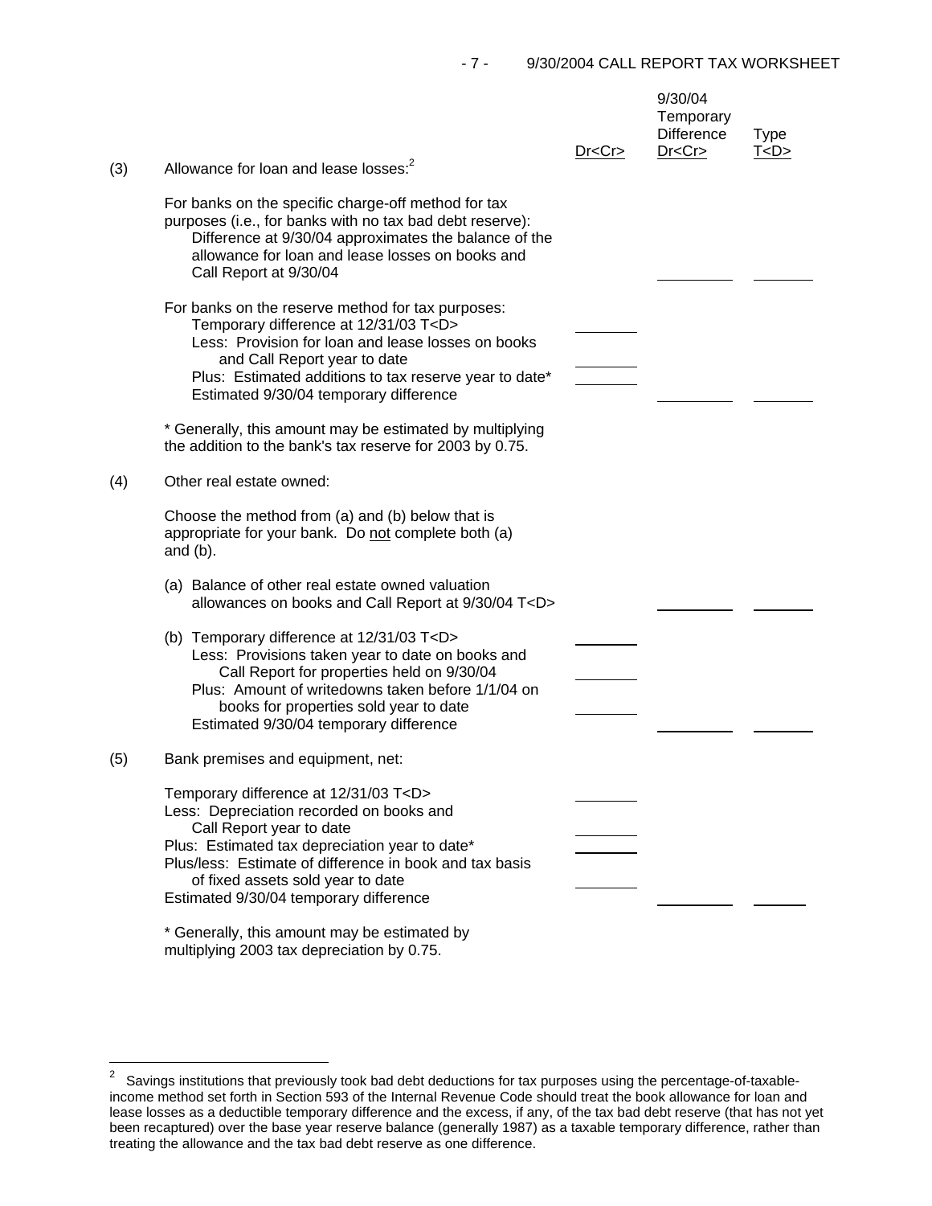| | | Dr<Cr> | 9/30/04 Temporary Difference Dr<Cr> | Type T<D> |
|---|---|---|---|---|
| (3) | Allowance for loan and lease losses:[2] | | | |
| | For banks on the specific charge-off method for tax purposes (i.e., for banks with no tax bad debt reserve): Difference at 9/30/04 approximates the balance of the allowance for loan and lease losses on books and Call Report at 9/30/04 | | ________ | ________ |
| | For banks on the reserve method for tax purposes: | | | |
| | Temporary difference at 12/31/03 T<D> | ________ | | |
| | Less: Provision for loan and lease losses on books and Call Report year to date | ________ | | |
| | Plus: Estimated additions to tax reserve year to date* | ________ | | |
| | Estimated 9/30/04 temporary difference | | ________ | ________ |
| | * Generally, this amount may be estimated by multiplying the addition to the bank's tax reserve for 2003 by 0.75. | | | |
| (4) | Other real estate owned: | | | |
| | Choose the method from (a) and (b) below that is appropriate for your bank. Do not complete both (a) and (b). | | | |
| | (a) Balance of other real estate owned valuation allowances on books and Call Report at 9/30/04 T<D> | | ________ | ________ |
| | (b) Temporary difference at 12/31/03 T<D> | ________ | | |
| | Less: Provisions taken year to date on books and Call Report for properties held on 9/30/04 | ________ | | |
| | Plus: Amount of writedowns taken before 1/1/04 on books for properties sold year to date | ________ | | |
| | Estimated 9/30/04 temporary difference | | ________ | ________ |
| (5) | Bank premises and equipment, net: | | | |
| | Temporary difference at 12/31/03 T<D> | ________ | | |
| | Less: Depreciation recorded on books and Call Report year to date | ________ | | |
| | Plus: Estimated tax depreciation year to date* | ________ | | |
| | Plus/less: Estimate of difference in book and tax basis of fixed assets sold year to date | ________ | | |
| | Estimated 9/30/04 temporary difference | | ________ | ________ |
| | * Generally, this amount may be estimated by multiplying 2003 tax depreciation by 0.75. | | | |

[2] Savings institutions that previously took bad debt deductions for tax purposes using the percentage-of-taxable-income method set forth in Section 593 of the Internal Revenue Code should treat the book allowance for loan and lease losses as a deductible temporary difference and the excess, if any, of the tax bad debt reserve (that has not yet been recaptured) over the base year reserve balance (generally 1987) as a taxable temporary difference, rather than treating the allowance and the tax bad debt reserve as one difference.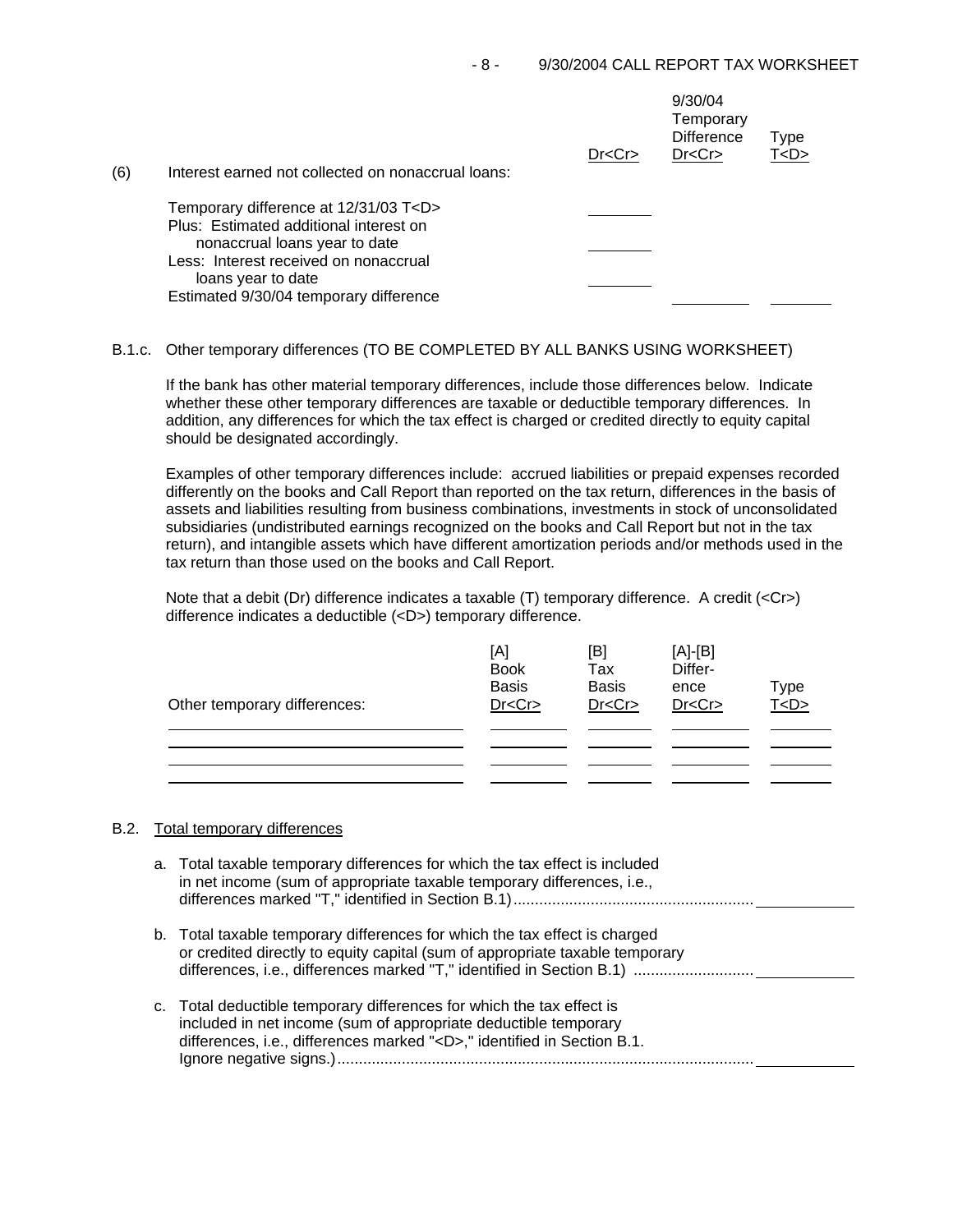| (6) Interest earned not collected on nonaccrual loans: | Dr<Cr> | 9/30/04 Temporary Difference Dr<Cr> | Type T<D> |
|---|---|---|---|
| Temporary difference at 12/31/03 T<D> | ________ | | |
| Plus: Estimated additional interest on nonaccrual loans year to date | ________ | | |
| Less: Interest received on nonaccrual loans year to date | ________ | | |
| Estimated 9/30/04 temporary difference | | ________ | ________ |

B.1.c. Other temporary differences (TO BE COMPLETED BY ALL BANKS USING WORKSHEET)

If the bank has other material temporary differences, include those differences below. Indicate whether these other temporary differences are taxable or deductible temporary differences. In addition, any differences for which the tax effect is charged or credited directly to equity capital should be designated accordingly.

Examples of other temporary differences include: accrued liabilities or prepaid expenses recorded differently on the books and Call Report than reported on the tax return, differences in the basis of assets and liabilities resulting from business combinations, investments in stock of unconsolidated subsidiaries (undistributed earnings recognized on the books and Call Report but not in the tax return), and intangible assets which have different amortization periods and/or methods used in the tax return than those used on the books and Call Report.

Note that a debit (Dr) difference indicates a taxable (T) temporary difference. A credit (<Cr>) difference indicates a deductible (<D>) temporary difference.

| Other temporary differences: | [A] Book Basis Dr<Cr> | [B] Tax Basis Dr<Cr> | [A]-[B] Difference Dr<Cr> | Type T<D> |
|---|---|---|---|---|
| | | | | |
| | | | | |
| | | | | |
| | | | | |

B.2. Total temporary differences

a. Total taxable temporary differences for which the tax effect is included in net income (sum of appropriate taxable temporary differences, i.e., differences marked "T," identified in Section B.1) ........................................................ ____________

b. Total taxable temporary differences for which the tax effect is charged or credited directly to equity capital (sum of appropriate taxable temporary differences, i.e., differences marked "T," identified in Section B.1) ........................... ____________

c. Total deductible temporary differences for which the tax effect is included in net income (sum of appropriate deductible temporary differences, i.e., differences marked "<D>," identified in Section B.1. Ignore negative signs.) ................................................................................................. ____________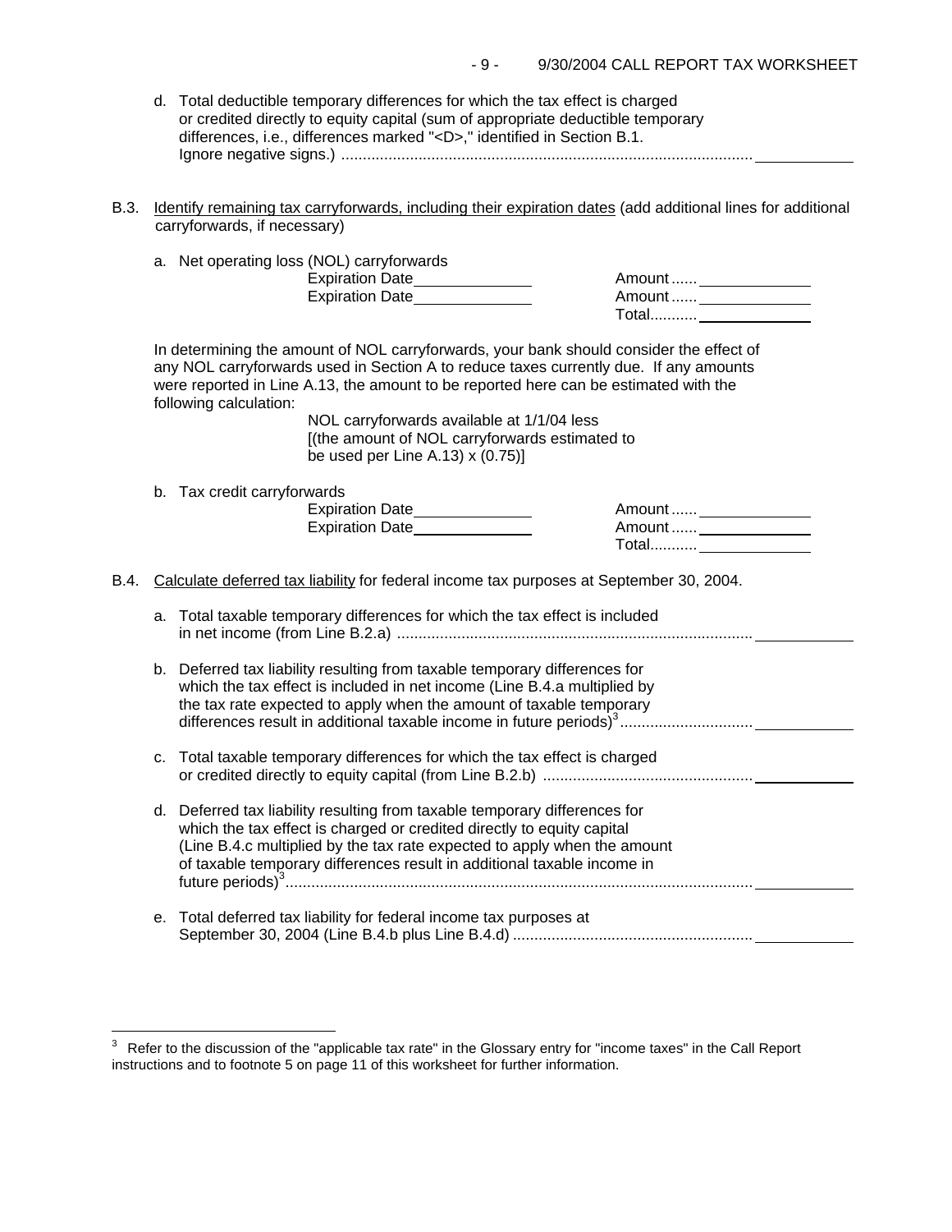d. Total deductible temporary differences for which the tax effect is charged or credited directly to equity capital (sum of appropriate deductible temporary differences, i.e., differences marked "<D>," identified in Section B.1. Ignore negative signs.) ................................................................................................ \_\_\_\_\_\_\_\_\_\_

B.3. Identify remaining tax carryforwards, including their expiration dates (add additional lines for additional carryforwards, if necessary)

a. Net operating loss (NOL) carryforwards

Expiration Date\_\_\_\_\_\_\_\_\_\_ Amount ...... \_\_\_\_\_\_\_\_\_\_

Expiration Date\_\_\_\_\_\_\_\_\_\_ Amount ...... \_\_\_\_\_\_\_\_\_\_

Total........... \_\_\_\_\_\_\_\_\_\_

In determining the amount of NOL carryforwards, your bank should consider the effect of any NOL carryforwards used in Section A to reduce taxes currently due. If any amounts were reported in Line A.13, the amount to be reported here can be estimated with the following calculation:

NOL carryforwards available at 1/1/04 less
[(the amount of NOL carryforwards estimated to be used per Line A.13) x (0.75)]

b. Tax credit carryforwards

Expiration Date\_\_\_\_\_\_\_\_\_\_ Amount ...... \_\_\_\_\_\_\_\_\_\_

Expiration Date\_\_\_\_\_\_\_\_\_\_ Amount ...... \_\_\_\_\_\_\_\_\_\_

Total........... \_\_\_\_\_\_\_\_\_\_

B.4. Calculate deferred tax liability for federal income tax purposes at September 30, 2004.

a. Total taxable temporary differences for which the tax effect is included in net income (from Line B.2.a) .................................................................................. \_\_\_\_\_\_\_\_\_\_

b. Deferred tax liability resulting from taxable temporary differences for which the tax effect is included in net income (Line B.4.a multiplied by the tax rate expected to apply when the amount of taxable temporary differences result in additional taxable income in future periods)[3] .............................. \_\_\_\_\_\_\_\_\_\_

c. Total taxable temporary differences for which the tax effect is charged or credited directly to equity capital (from Line B.2.b) ................................................ \_\_\_\_\_\_\_\_\_\_

d. Deferred tax liability resulting from taxable temporary differences for which the tax effect is charged or credited directly to equity capital (Line B.4.c multiplied by the tax rate expected to apply when the amount of taxable temporary differences result in additional taxable income in future periods)[3]............................................................................................................ \_\_\_\_\_\_\_\_\_\_

e. Total deferred tax liability for federal income tax purposes at September 30, 2004 (Line B.4.b plus Line B.4.d) ....................................................... \_\_\_\_\_\_\_\_\_\_

---

[3] Refer to the discussion of the "applicable tax rate" in the Glossary entry for "income taxes" in the Call Report instructions and to footnote 5 on page 11 of this worksheet for further information.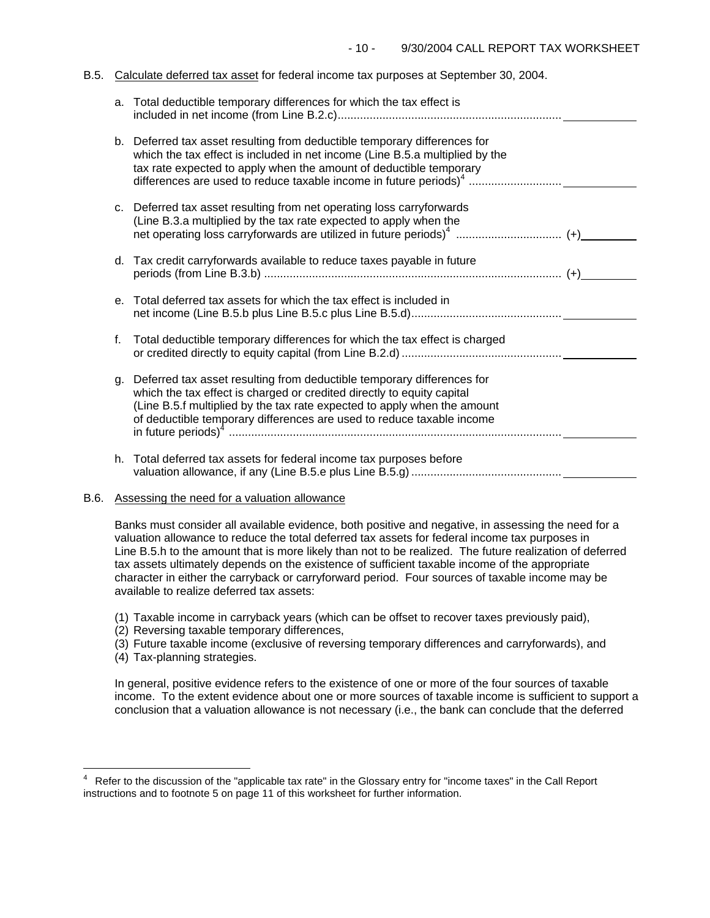B.5. Calculate deferred tax asset for federal income tax purposes at September 30, 2004.

a. Total deductible temporary differences for which the tax effect is included in net income (from Line B.2.c) .......................................................................... \_\_\_\_\_\_\_\_\_\_

b. Deferred tax asset resulting from deductible temporary differences for which the tax effect is included in net income (Line B.5.a multiplied by the tax rate expected to apply when the amount of deductible temporary differences are used to reduce taxable income in future periods)[4] ............................ \_\_\_\_\_\_\_\_\_\_

c. Deferred tax asset resulting from net operating loss carryforwards (Line B.3.a multiplied by the tax rate expected to apply when the net operating loss carryforwards are utilized in future periods)[4] ................................ (+)\_\_\_\_\_\_\_\_\_\_

d. Tax credit carryforwards available to reduce taxes payable in future periods (from Line B.3.b) ............................................................................................ (+)\_\_\_\_\_\_\_\_\_\_

e. Total deferred tax assets for which the tax effect is included in net income (Line B.5.b plus Line B.5.c plus Line B.5.d).............................................. \_\_\_\_\_\_\_\_\_\_

f. Total deductible temporary differences for which the tax effect is charged or credited directly to equity capital (from Line B.2.d) ................................................. \_\_\_\_\_\_\_\_\_\_

g. Deferred tax asset resulting from deductible temporary differences for which the tax effect is charged or credited directly to equity capital (Line B.5.f multiplied by the tax rate expected to apply when the amount of deductible temporary differences are used to reduce taxable income in future periods)[4] ........................................................................................................ \_\_\_\_\_\_\_\_\_\_

h. Total deferred tax assets for federal income tax purposes before valuation allowance, if any (Line B.5.e plus Line B.5.g) .............................................. \_\_\_\_\_\_\_\_\_\_

B.6. Assessing the need for a valuation allowance

Banks must consider all available evidence, both positive and negative, in assessing the need for a valuation allowance to reduce the total deferred tax assets for federal income tax purposes in Line B.5.h to the amount that is more likely than not to be realized. The future realization of deferred tax assets ultimately depends on the existence of sufficient taxable income of the appropriate character in either the carryback or carryforward period. Four sources of taxable income may be available to realize deferred tax assets:

(1) Taxable income in carryback years (which can be offset to recover taxes previously paid),
(2) Reversing taxable temporary differences,
(3) Future taxable income (exclusive of reversing temporary differences and carryforwards), and
(4) Tax-planning strategies.

In general, positive evidence refers to the existence of one or more of the four sources of taxable income. To the extent evidence about one or more sources of taxable income is sufficient to support a conclusion that a valuation allowance is not necessary (i.e., the bank can conclude that the deferred

---

[4] Refer to the discussion of the "applicable tax rate" in the Glossary entry for "income taxes" in the Call Report instructions and to footnote 5 on page 11 of this worksheet for further information.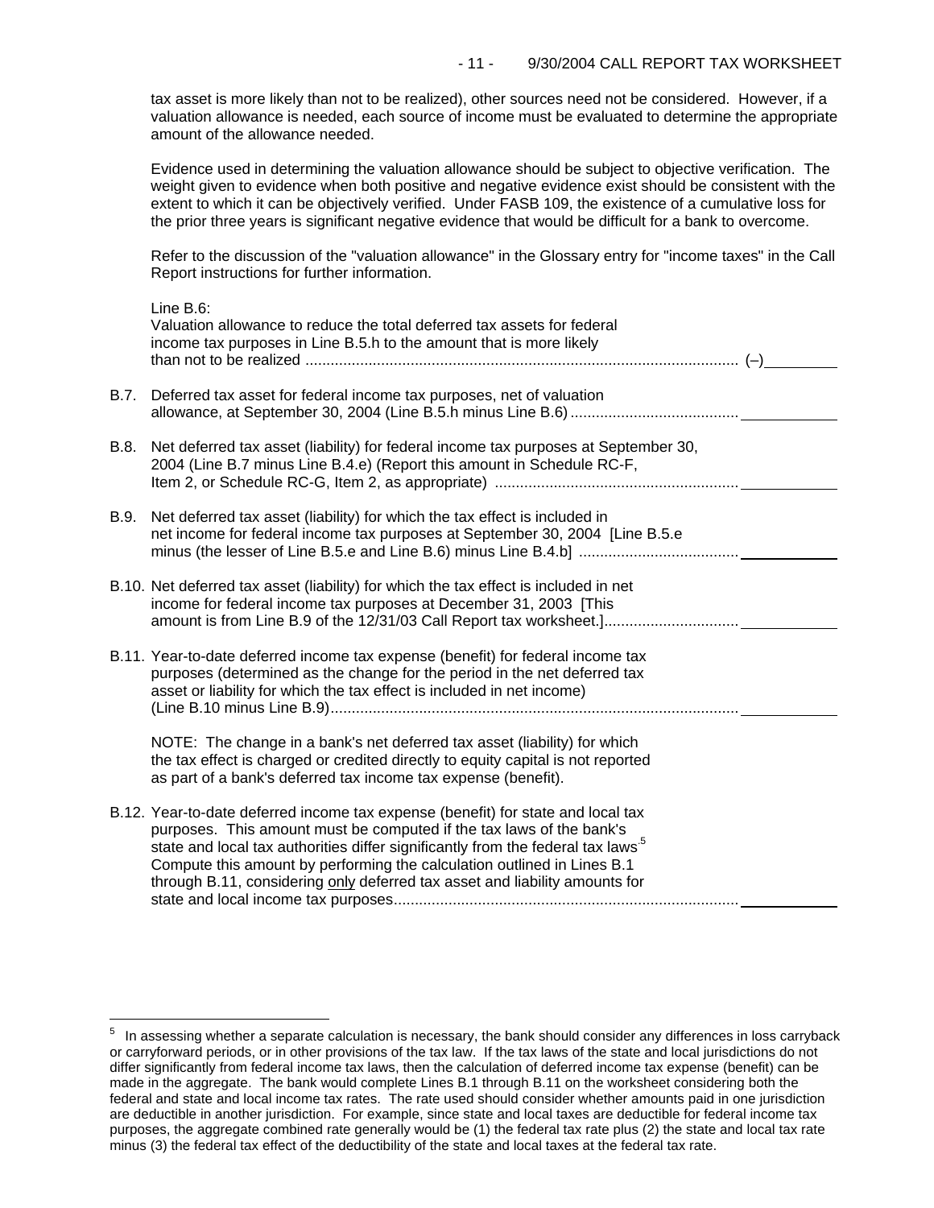tax asset is more likely than not to be realized), other sources need not be considered. However, if a valuation allowance is needed, each source of income must be evaluated to determine the appropriate amount of the allowance needed.

Evidence used in determining the valuation allowance should be subject to objective verification. The weight given to evidence when both positive and negative evidence exist should be consistent with the extent to which it can be objectively verified. Under FASB 109, the existence of a cumulative loss for the prior three years is significant negative evidence that would be difficult for a bank to overcome.

Refer to the discussion of the "valuation allowance" in the Glossary entry for "income taxes" in the Call Report instructions for further information.

Line B.6:
Valuation allowance to reduce the total deferred tax assets for federal income tax purposes in Line B.5.h to the amount that is more likely than not to be realized ........................................................................................ (–)\_\_\_\_\_\_\_\_\_

B.7. Deferred tax asset for federal income tax purposes, net of valuation allowance, at September 30, 2004 (Line B.5.h minus Line B.6) ........................................ \_\_\_\_\_\_\_\_\_\_\_\_

B.8. Net deferred tax asset (liability) for federal income tax purposes at September 30, 2004 (Line B.7 minus Line B.4.e) (Report this amount in Schedule RC-F, Item 2, or Schedule RC-G, Item 2, as appropriate) .......................................................... \_\_\_\_\_\_\_\_\_\_\_\_

B.9. Net deferred tax asset (liability) for which the tax effect is included in net income for federal income tax purposes at September 30, 2004 [Line B.5.e minus (the lesser of Line B.5.e and Line B.6) minus Line B.4.b] ...................................... \_\_\_\_\_\_\_\_\_\_\_\_

B.10. Net deferred tax asset (liability) for which the tax effect is included in net income for federal income tax purposes at December 31, 2003 [This amount is from Line B.9 of the 12/31/03 Call Report tax worksheet.]................................ \_\_\_\_\_\_\_\_\_\_\_\_

B.11. Year-to-date deferred income tax expense (benefit) for federal income tax purposes (determined as the change for the period in the net deferred tax asset or liability for which the tax effect is included in net income) (Line B.10 minus Line B.9).................................................................................................. \_\_\_\_\_\_\_\_\_\_\_\_

NOTE: The change in a bank's net deferred tax asset (liability) for which the tax effect is charged or credited directly to equity capital is not reported as part of a bank's deferred tax income tax expense (benefit).

B.12. Year-to-date deferred income tax expense (benefit) for state and local tax purposes. This amount must be computed if the tax laws of the bank's state and local tax authorities differ significantly from the federal tax laws.[5] Compute this amount by performing the calculation outlined in Lines B.1 through B.11, considering <u>only</u> deferred tax asset and liability amounts for state and local income tax purposes.................................................................................. \_\_\_\_\_\_\_\_\_\_\_\_

---

[5] In assessing whether a separate calculation is necessary, the bank should consider any differences in loss carryback or carryforward periods, or in other provisions of the tax law. If the tax laws of the state and local jurisdictions do not differ significantly from federal income tax laws, then the calculation of deferred income tax expense (benefit) can be made in the aggregate. The bank would complete Lines B.1 through B.11 on the worksheet considering both the federal and state and local income tax rates. The rate used should consider whether amounts paid in one jurisdiction are deductible in another jurisdiction. For example, since state and local taxes are deductible for federal income tax purposes, the aggregate combined rate generally would be (1) the federal tax rate plus (2) the state and local tax rate minus (3) the federal tax effect of the deductibility of the state and local taxes at the federal tax rate.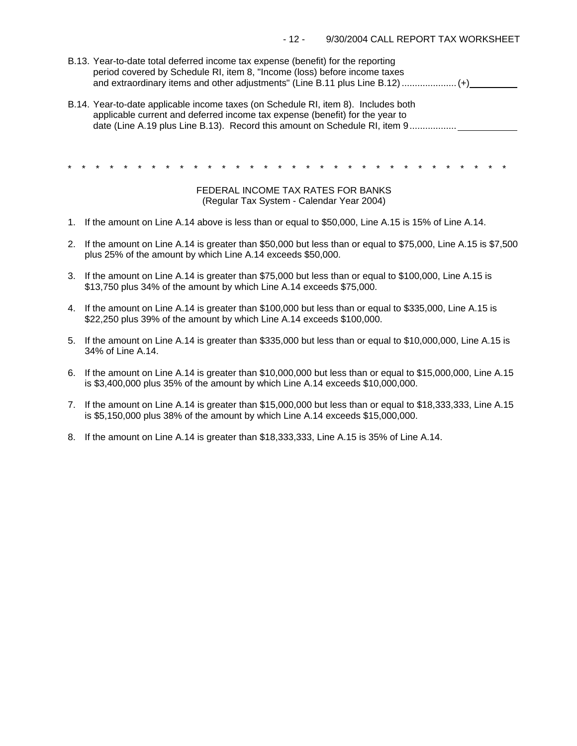B.13. Year-to-date total deferred income tax expense (benefit) for the reporting period covered by Schedule RI, item 8, "Income (loss) before income taxes and extraordinary items and other adjustments" (Line B.11 plus Line B.12) .................... (+) __________

B.14. Year-to-date applicable income taxes (on Schedule RI, item 8). Includes both applicable current and deferred income tax expense (benefit) for the year to date (Line A.19 plus Line B.13). Record this amount on Schedule RI, item 9 ................. __________

\* \* \* \* \* \* \* \* \* \* \* \* \* \* \* \* \* \* \* \* \* \* \* \* \* \* \* \* \* \* \* \* \* \*

FEDERAL INCOME TAX RATES FOR BANKS
(Regular Tax System - Calendar Year 2004)

1. If the amount on Line A.14 above is less than or equal to $50,000, Line A.15 is 15% of Line A.14.

2. If the amount on Line A.14 is greater than $50,000 but less than or equal to $75,000, Line A.15 is $7,500 plus 25% of the amount by which Line A.14 exceeds $50,000.

3. If the amount on Line A.14 is greater than $75,000 but less than or equal to $100,000, Line A.15 is $13,750 plus 34% of the amount by which Line A.14 exceeds $75,000.

4. If the amount on Line A.14 is greater than $100,000 but less than or equal to $335,000, Line A.15 is $22,250 plus 39% of the amount by which Line A.14 exceeds $100,000.

5. If the amount on Line A.14 is greater than $335,000 but less than or equal to $10,000,000, Line A.15 is 34% of Line A.14.

6. If the amount on Line A.14 is greater than $10,000,000 but less than or equal to $15,000,000, Line A.15 is $3,400,000 plus 35% of the amount by which Line A.14 exceeds $10,000,000.

7. If the amount on Line A.14 is greater than $15,000,000 but less than or equal to $18,333,333, Line A.15 is $5,150,000 plus 38% of the amount by which Line A.14 exceeds $15,000,000.

8. If the amount on Line A.14 is greater than $18,333,333, Line A.15 is 35% of Line A.14.